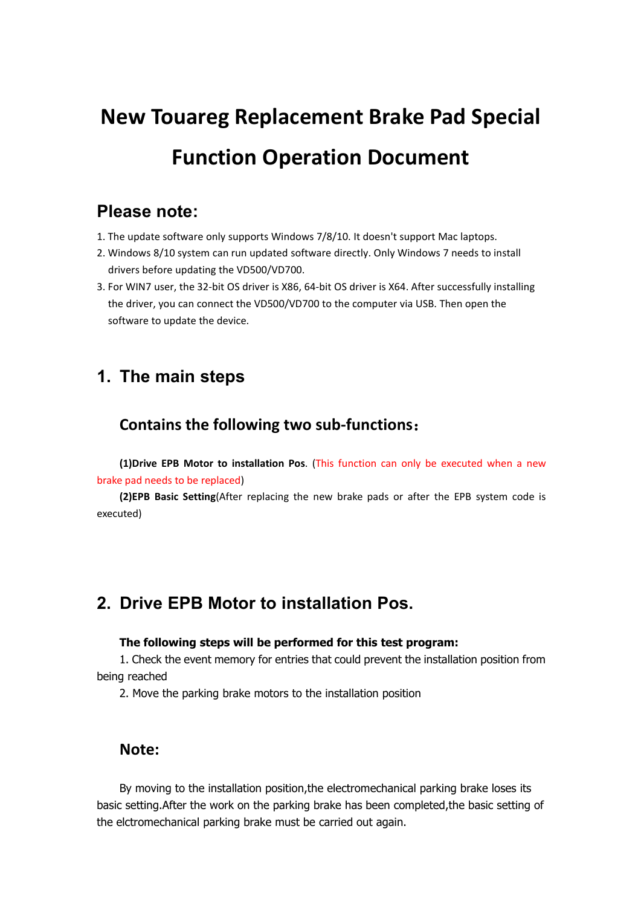# New Touareg Replacement Brake Pad Special Function Operation Document

## Please note:

1. The update software only supports Windows 7/8/10. It doesn't support Mac laptops.
2. Windows 8/10 system can run updated software directly. Only Windows 7 needs to install drivers before updating the VD500/VD700.
3. For WIN7 user, the 32-bit OS driver is X86, 64-bit OS driver is X64. After successfully installing the driver, you can connect the VD500/VD700 to the computer via USB. Then open the software to update the device.

## 1. The main steps

### Contains the following two sub-functions：

**(1)Drive EPB Motor to installation Pos**. (This function can only be executed when a new brake pad needs to be replaced)

**(2)EPB Basic Setting**(After replacing the new brake pads or after the EPB system code is executed)

## 2. Drive EPB Motor to installation Pos.

**The following steps will be performed for this test program:**

1. Check the event memory for entries that could prevent the installation position from being reached
2. Move the parking brake motors to the installation position

### Note:

By moving to the installation position,the electromechanical parking brake loses its basic setting.After the work on the parking brake has been completed,the basic setting of the elctromechanical parking brake must be carried out again.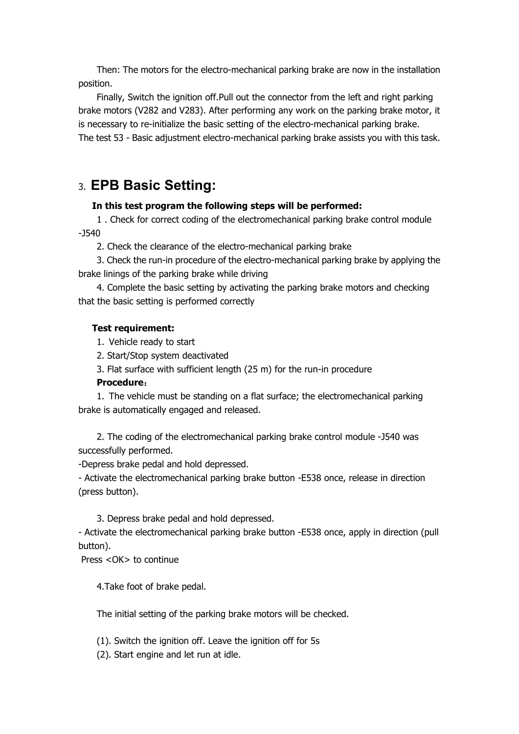Then: The motors for the electro-mechanical parking brake are now in the installation position.

Finally, Switch the ignition off.Pull out the connector from the left and right parking brake motors (V282 and V283). After performing any work on the parking brake motor, it is necessary to re-initialize the basic setting of the electro-mechanical parking brake. The test 53 - Basic adjustment electro-mechanical parking brake assists you with this task.

## 3. EPB Basic Setting:

**In this test program the following steps will be performed:**

1 . Check for correct coding of the electromechanical parking brake control module -J540

2. Check the clearance of the electro-mechanical parking brake

3. Check the run-in procedure of the electro-mechanical parking brake by applying the brake linings of the parking brake while driving

4. Complete the basic setting by activating the parking brake motors and checking that the basic setting is performed correctly

**Test requirement:**

1. Vehicle ready to start

2. Start/Stop system deactivated

3. Flat surface with sufficient length (25 m) for the run-in procedure

**Procedure**：

1. The vehicle must be standing on a flat surface; the electromechanical parking brake is automatically engaged and released.

2. The coding of the electromechanical parking brake control module -J540 was successfully performed.

-Depress brake pedal and hold depressed.

- Activate the electromechanical parking brake button -E538 once, release in direction (press button).

3. Depress brake pedal and hold depressed.

- Activate the electromechanical parking brake button -E538 once, apply in direction (pull button).

Press <OK> to continue

4.Take foot of brake pedal.

The initial setting of the parking brake motors will be checked.

(1). Switch the ignition off. Leave the ignition off for 5s

(2). Start engine and let run at idle.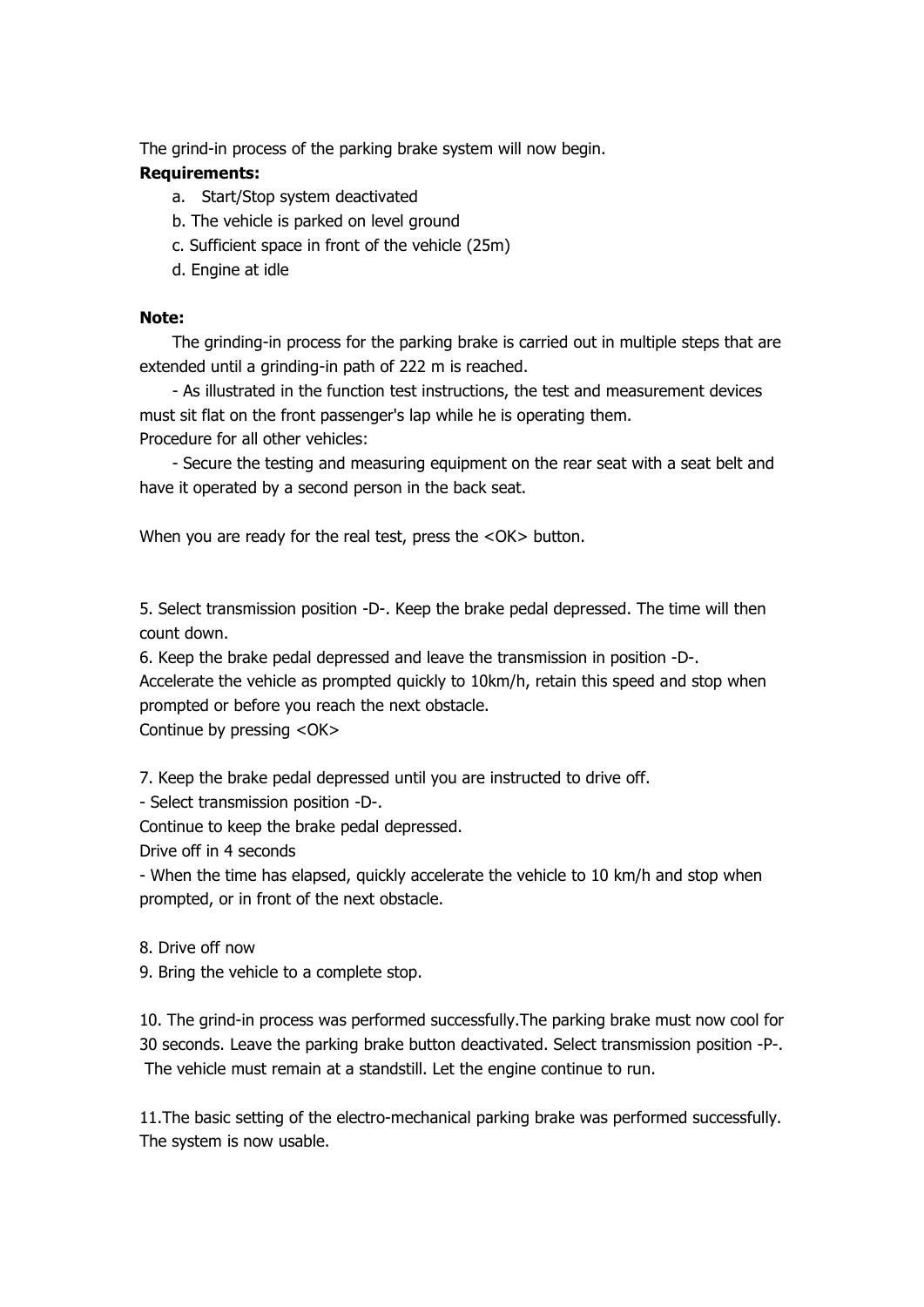The grind-in process of the parking brake system will now begin.

**Requirements:**

a. Start/Stop system deactivated

b. The vehicle is parked on level ground

c. Sufficient space in front of the vehicle (25m)

d. Engine at idle

**Note:**

The grinding-in process for the parking brake is carried out in multiple steps that are extended until a grinding-in path of 222 m is reached.

- As illustrated in the function test instructions, the test and measurement devices must sit flat on the front passenger's lap while he is operating them.

Procedure for all other vehicles:

- Secure the testing and measuring equipment on the rear seat with a seat belt and have it operated by a second person in the back seat.

When you are ready for the real test, press the <OK> button.

5. Select transmission position -D-. Keep the brake pedal depressed. The time will then count down.

6. Keep the brake pedal depressed and leave the transmission in position -D-. Accelerate the vehicle as prompted quickly to 10km/h, retain this speed and stop when prompted or before you reach the next obstacle.

Continue by pressing <OK>

7. Keep the brake pedal depressed until you are instructed to drive off.

- Select transmission position -D-.

Continue to keep the brake pedal depressed.

Drive off in 4 seconds

- When the time has elapsed, quickly accelerate the vehicle to 10 km/h and stop when prompted, or in front of the next obstacle.

8. Drive off now

9. Bring the vehicle to a complete stop.

10. The grind-in process was performed successfully.The parking brake must now cool for 30 seconds. Leave the parking brake button deactivated. Select transmission position -P-. The vehicle must remain at a standstill. Let the engine continue to run.

11.The basic setting of the electro-mechanical parking brake was performed successfully. The system is now usable.